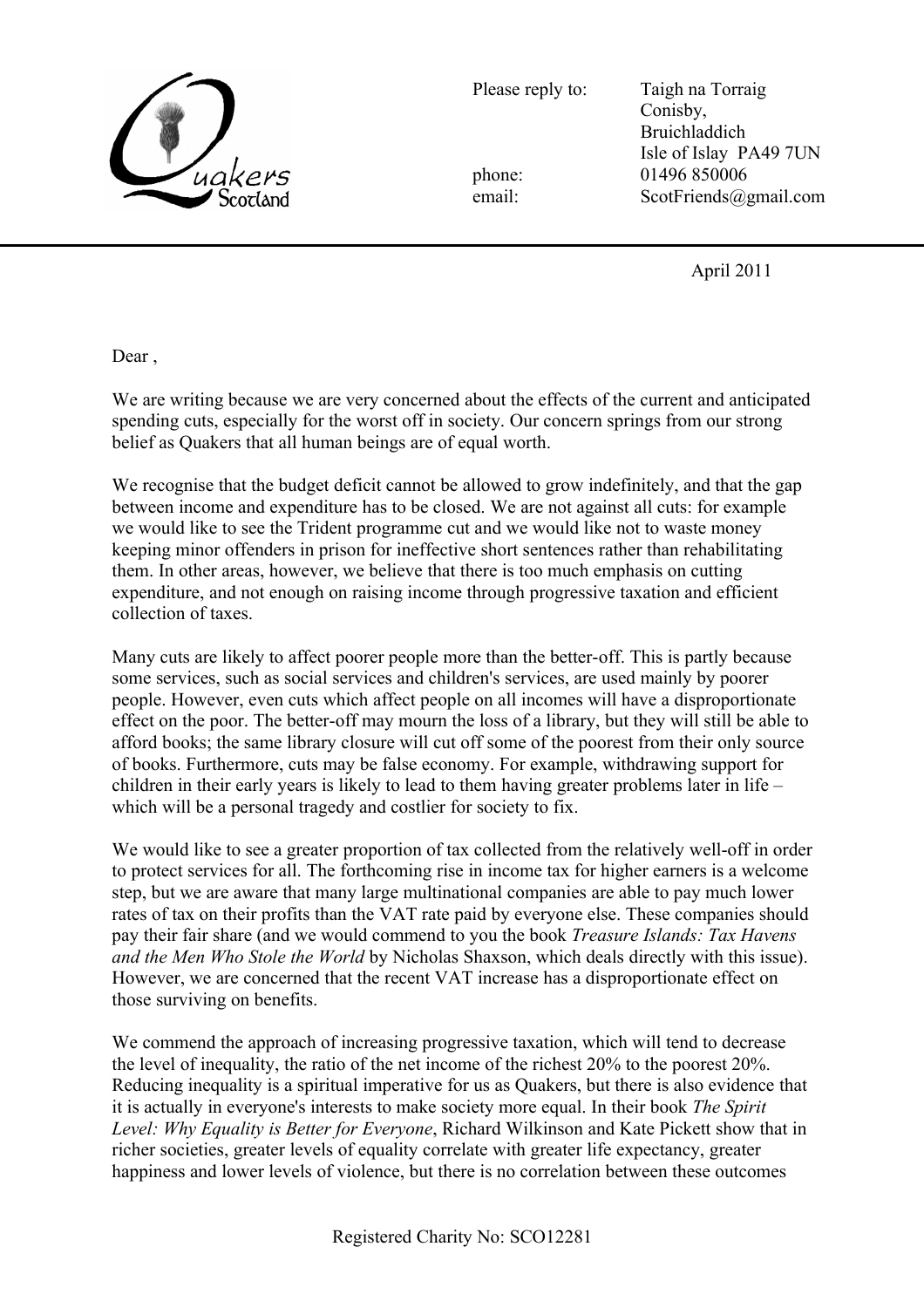Quakers Scotland

Please reply to: Taigh na Torraig
Conisby,
Bruichladdich
Isle of Islay PA49 7UN

phone: 01496 850006
email: ScotFriends@gmail.com

April 2011

Dear ,

We are writing because we are very concerned about the effects of the current and anticipated spending cuts, especially for the worst off in society. Our concern springs from our strong belief as Quakers that all human beings are of equal worth.

We recognise that the budget deficit cannot be allowed to grow indefinitely, and that the gap between income and expenditure has to be closed. We are not against all cuts: for example we would like to see the Trident programme cut and we would like not to waste money keeping minor offenders in prison for ineffective short sentences rather than rehabilitating them. In other areas, however, we believe that there is too much emphasis on cutting expenditure, and not enough on raising income through progressive taxation and efficient collection of taxes.

Many cuts are likely to affect poorer people more than the better-off. This is partly because some services, such as social services and children's services, are used mainly by poorer people. However, even cuts which affect people on all incomes will have a disproportionate effect on the poor. The better-off may mourn the loss of a library, but they will still be able to afford books; the same library closure will cut off some of the poorest from their only source of books. Furthermore, cuts may be false economy. For example, withdrawing support for children in their early years is likely to lead to them having greater problems later in life – which will be a personal tragedy and costlier for society to fix.

We would like to see a greater proportion of tax collected from the relatively well-off in order to protect services for all. The forthcoming rise in income tax for higher earners is a welcome step, but we are aware that many large multinational companies are able to pay much lower rates of tax on their profits than the VAT rate paid by everyone else. These companies should pay their fair share (and we would commend to you the book *Treasure Islands: Tax Havens and the Men Who Stole the World* by Nicholas Shaxson, which deals directly with this issue). However, we are concerned that the recent VAT increase has a disproportionate effect on those surviving on benefits.

We commend the approach of increasing progressive taxation, which will tend to decrease the level of inequality, the ratio of the net income of the richest 20% to the poorest 20%. Reducing inequality is a spiritual imperative for us as Quakers, but there is also evidence that it is actually in everyone's interests to make society more equal. In their book *The Spirit Level: Why Equality is Better for Everyone*, Richard Wilkinson and Kate Pickett show that in richer societies, greater levels of equality correlate with greater life expectancy, greater happiness and lower levels of violence, but there is no correlation between these outcomes

Registered Charity No: SCO12281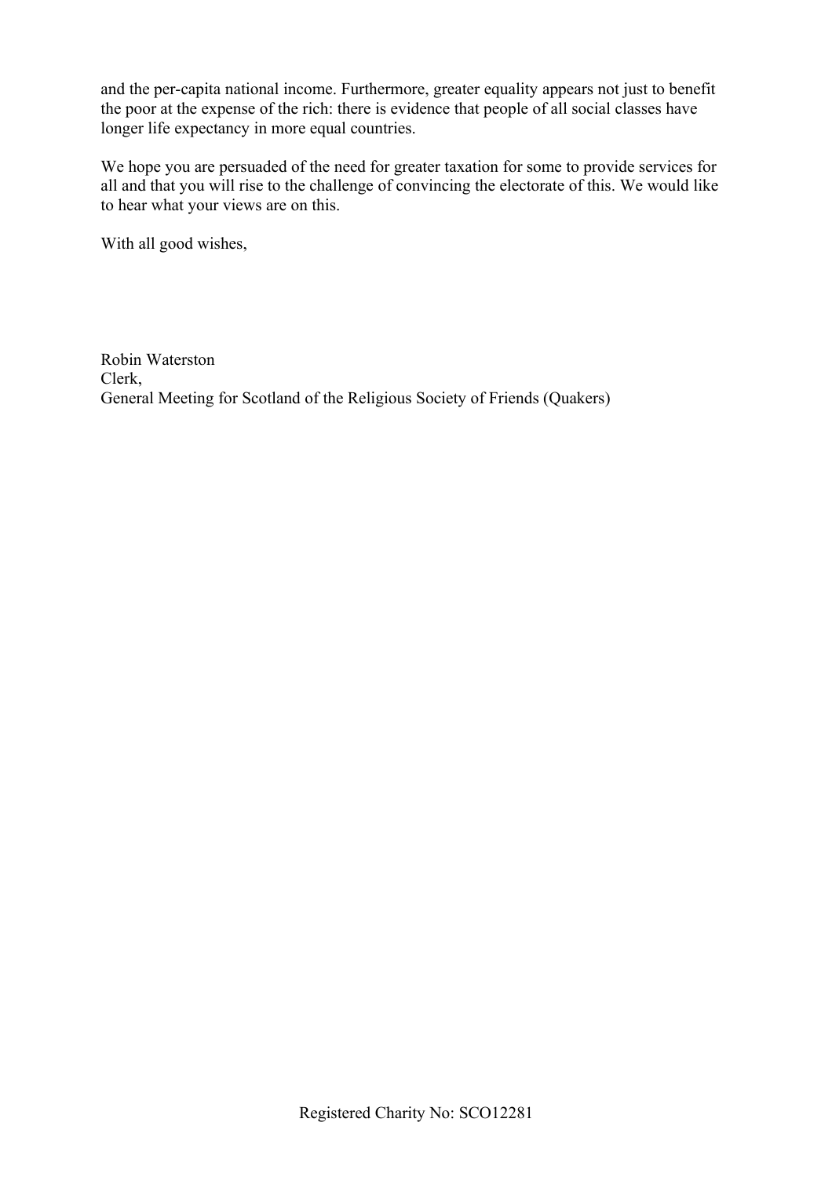and the per-capita national income. Furthermore, greater equality appears not just to benefit the poor at the expense of the rich: there is evidence that people of all social classes have longer life expectancy in more equal countries.

We hope you are persuaded of the need for greater taxation for some to provide services for all and that you will rise to the challenge of convincing the electorate of this. We would like to hear what your views are on this.

With all good wishes,

Robin Waterston  
Clerk,  
General Meeting for Scotland of the Religious Society of Friends (Quakers)

Registered Charity No: SCO12281